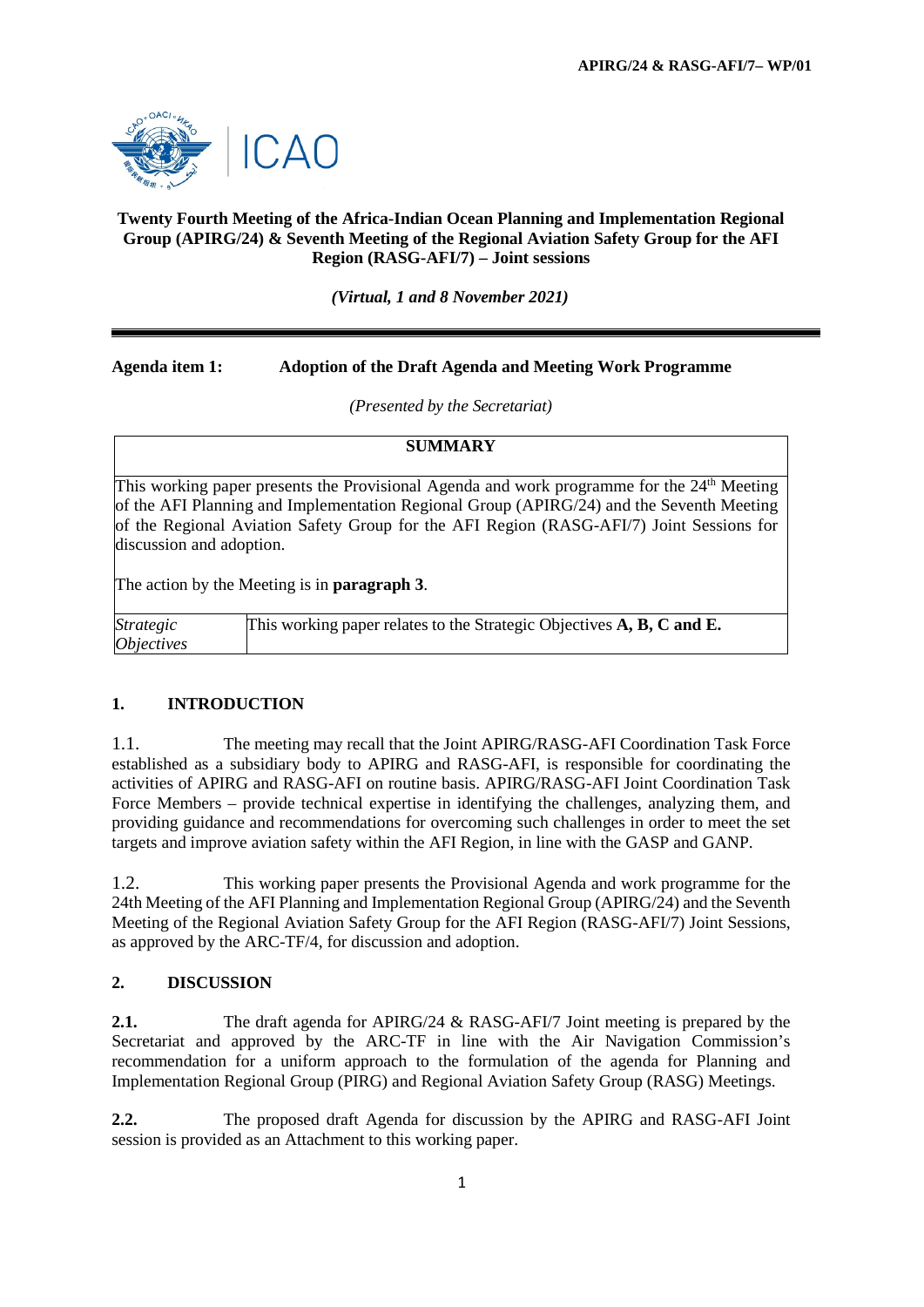**APIRG/24 & RASG-AFI/7– WP/01**

ICAO

**Twenty Fourth Meeting of the Africa-Indian Ocean Planning and Implementation Regional Group (APIRG/24) & Seventh Meeting of the Regional Aviation Safety Group for the AFI Region (RASG-AFI/7) – Joint sessions**

***(Virtual, 1 and 8 November 2021)***

---

**Agenda item 1: Adoption of the Draft Agenda and Meeting Work Programme**

*(Presented by the Secretariat)*

| **SUMMARY** | |
|---|---|
| This working paper presents the Provisional Agenda and work programme for the 24th Meeting of the AFI Planning and Implementation Regional Group (APIRG/24) and the Seventh Meeting of the Regional Aviation Safety Group for the AFI Region (RASG-AFI/7) Joint Sessions for discussion and adoption.<br><br>The action by the Meeting is in **paragraph 3**. | |
| *Strategic Objectives* | This working paper relates to the Strategic Objectives **A, B, C and E.** |

## 1. INTRODUCTION

1.1. The meeting may recall that the Joint APIRG/RASG-AFI Coordination Task Force established as a subsidiary body to APIRG and RASG-AFI, is responsible for coordinating the activities of APIRG and RASG-AFI on routine basis. APIRG/RASG-AFI Joint Coordination Task Force Members – provide technical expertise in identifying the challenges, analyzing them, and providing guidance and recommendations for overcoming such challenges in order to meet the set targets and improve aviation safety within the AFI Region, in line with the GASP and GANP.

1.2. This working paper presents the Provisional Agenda and work programme for the 24th Meeting of the AFI Planning and Implementation Regional Group (APIRG/24) and the Seventh Meeting of the Regional Aviation Safety Group for the AFI Region (RASG-AFI/7) Joint Sessions, as approved by the ARC-TF/4, for discussion and adoption.

## 2. DISCUSSION

**2.1.** The draft agenda for APIRG/24 & RASG-AFI/7 Joint meeting is prepared by the Secretariat and approved by the ARC-TF in line with the Air Navigation Commission's recommendation for a uniform approach to the formulation of the agenda for Planning and Implementation Regional Group (PIRG) and Regional Aviation Safety Group (RASG) Meetings.

**2.2.** The proposed draft Agenda for discussion by the APIRG and RASG-AFI Joint session is provided as an Attachment to this working paper.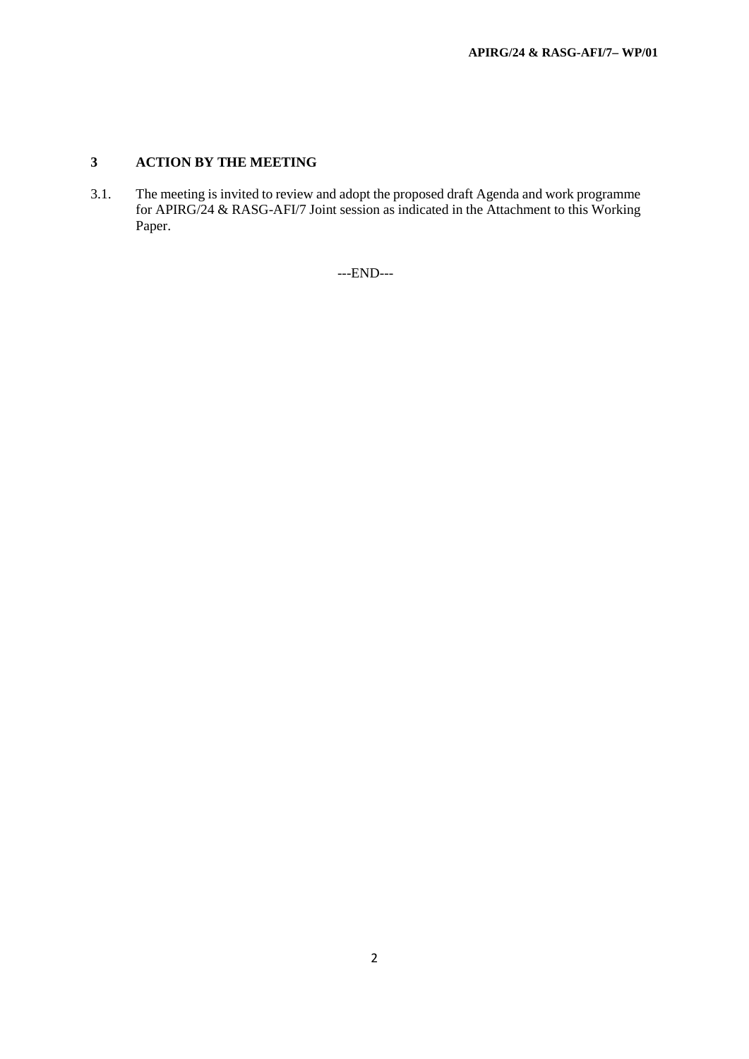## 3 ACTION BY THE MEETING

3.1. The meeting is invited to review and adopt the proposed draft Agenda and work programme for APIRG/24 & RASG-AFI/7 Joint session as indicated in the Attachment to this Working Paper.

---END---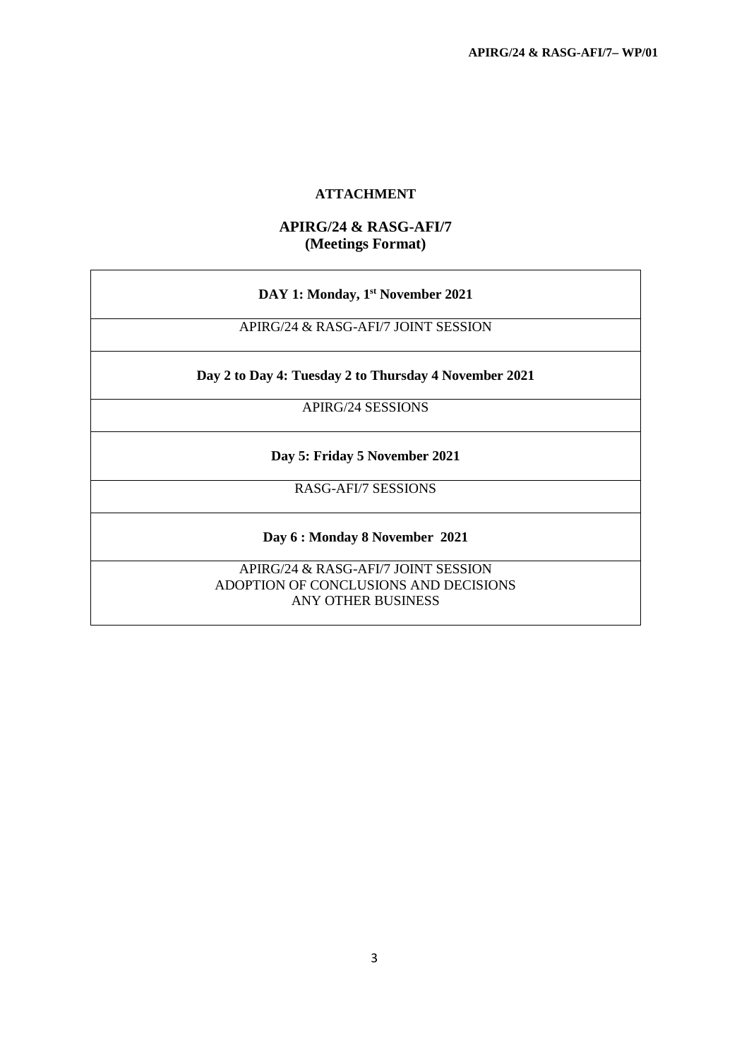**ATTACHMENT**

**APIRG/24 & RASG-AFI/7**
**(Meetings Format)**

| **DAY 1: Monday, 1st November 2021** |
|---|
| APIRG/24 & RASG-AFI/7 JOINT SESSION |
| **Day 2 to Day 4: Tuesday 2 to Thursday 4 November 2021** |
| APIRG/24 SESSIONS |
| **Day 5: Friday 5 November 2021** |
| RASG-AFI/7 SESSIONS |
| **Day 6 : Monday 8 November 2021** |
| APIRG/24 & RASG-AFI/7 JOINT SESSION<br>ADOPTION OF CONCLUSIONS AND DECISIONS<br>ANY OTHER BUSINESS |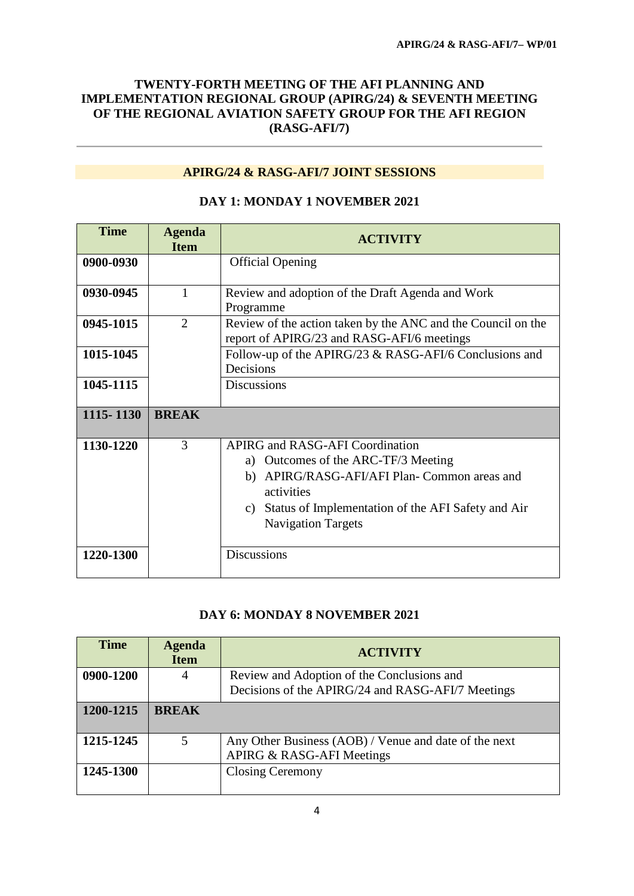## TWENTY-FORTH MEETING OF THE AFI PLANNING AND IMPLEMENTATION REGIONAL GROUP (APIRG/24) & SEVENTH MEETING OF THE REGIONAL AVIATION SAFETY GROUP FOR THE AFI REGION (RASG-AFI/7)

### APIRG/24 & RASG-AFI/7 JOINT SESSIONS

### DAY 1: MONDAY 1 NOVEMBER 2021

| Time | Agenda Item | ACTIVITY |
|---|---|---|
| **0900-0930** | | Official Opening |
| **0930-0945** | 1 | Review and adoption of the Draft Agenda and Work Programme |
| **0945-1015** | 2 | Review of the action taken by the ANC and the Council on the report of APIRG/23 and RASG-AFI/6 meetings |
| **1015-1045** | | Follow-up of the APIRG/23 & RASG-AFI/6 Conclusions and Decisions |
| **1045-1115** | | Discussions |
| **1115- 1130** | **BREAK** | |
| **1130-1220** | 3 | APIRG and RASG-AFI Coordination<br>a) Outcomes of the ARC-TF/3 Meeting<br>b) APIRG/RASG-AFI/AFI Plan- Common areas and activities<br>c) Status of Implementation of the AFI Safety and Air Navigation Targets |
| **1220-1300** | | Discussions |

### DAY 6: MONDAY 8 NOVEMBER 2021

| Time | Agenda Item | ACTIVITY |
|---|---|---|
| **0900-1200** | 4 | Review and Adoption of the Conclusions and Decisions of the APIRG/24 and RASG-AFI/7 Meetings |
| **1200-1215** | **BREAK** | |
| **1215-1245** | 5 | Any Other Business (AOB) / Venue and date of the next APIRG & RASG-AFI Meetings |
| **1245-1300** | | Closing Ceremony |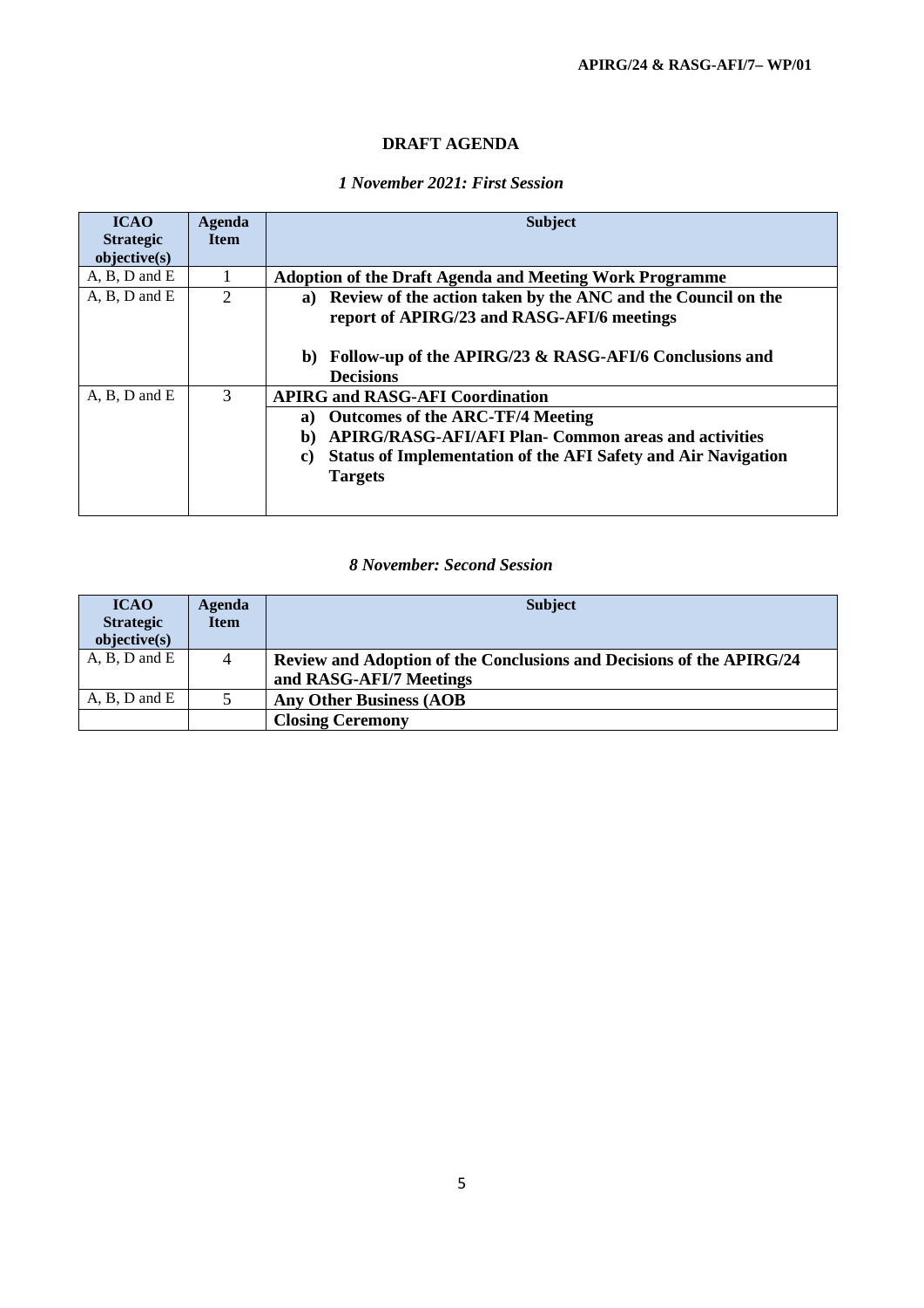# DRAFT AGENDA

*1 November 2021: First Session*

| ICAO Strategic objective(s) | Agenda Item | Subject |
|---|---|---|
| A, B, D and E | 1 | **Adoption of the Draft Agenda and Meeting Work Programme** |
| A, B, D and E | 2 | **a) Review of the action taken by the ANC and the Council on the report of APIRG/23 and RASG-AFI/6 meetings**<br><br>**b) Follow-up of the APIRG/23 & RASG-AFI/6 Conclusions and Decisions** |
| A, B, D and E | 3 | **APIRG and RASG-AFI Coordination**<br>**a) Outcomes of the ARC-TF/4 Meeting**<br>**b) APIRG/RASG-AFI/AFI Plan- Common areas and activities**<br>**c) Status of Implementation of the AFI Safety and Air Navigation Targets** |

*8 November: Second Session*

| ICAO Strategic objective(s) | Agenda Item | Subject |
|---|---|---|
| A, B, D and E | 4 | **Review and Adoption of the Conclusions and Decisions of the APIRG/24 and RASG-AFI/7 Meetings** |
| A, B, D and E | 5 | **Any Other Business (AOB** |
| | | **Closing Ceremony** |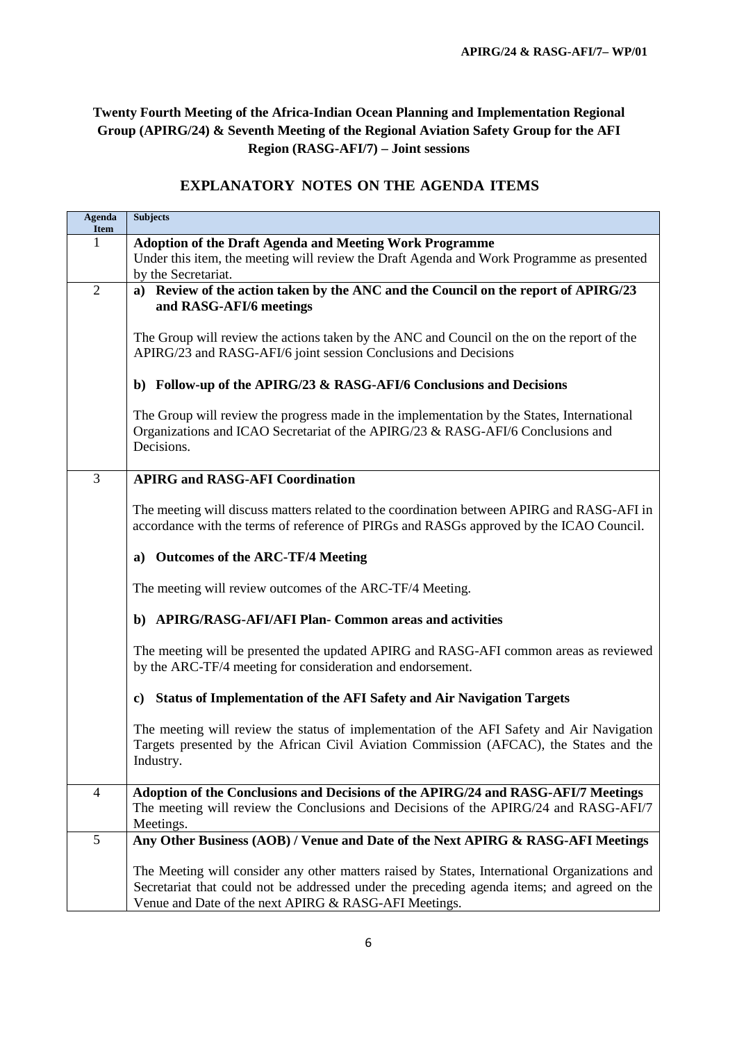**Twenty Fourth Meeting of the Africa-Indian Ocean Planning and Implementation Regional Group (APIRG/24) & Seventh Meeting of the Regional Aviation Safety Group for the AFI Region (RASG-AFI/7) – Joint sessions**

## EXPLANATORY NOTES ON THE AGENDA ITEMS

| Agenda Item | Subjects |
|---|---|
| 1 | **Adoption of the Draft Agenda and Meeting Work Programme**<br>Under this item, the meeting will review the Draft Agenda and Work Programme as presented by the Secretariat. |
| 2 | **a) Review of the action taken by the ANC and the Council on the report of APIRG/23 and RASG-AFI/6 meetings**<br><br>The Group will review the actions taken by the ANC and Council on the on the report of the APIRG/23 and RASG-AFI/6 joint session Conclusions and Decisions<br><br>**b) Follow-up of the APIRG/23 & RASG-AFI/6 Conclusions and Decisions**<br><br>The Group will review the progress made in the implementation by the States, International Organizations and ICAO Secretariat of the APIRG/23 & RASG-AFI/6 Conclusions and Decisions. |
| 3 | **APIRG and RASG-AFI Coordination**<br><br>The meeting will discuss matters related to the coordination between APIRG and RASG-AFI in accordance with the terms of reference of PIRGs and RASGs approved by the ICAO Council.<br><br>**a) Outcomes of the ARC-TF/4 Meeting**<br><br>The meeting will review outcomes of the ARC-TF/4 Meeting.<br><br>**b) APIRG/RASG-AFI/AFI Plan- Common areas and activities**<br><br>The meeting will be presented the updated APIRG and RASG-AFI common areas as reviewed by the ARC-TF/4 meeting for consideration and endorsement.<br><br>**c) Status of Implementation of the AFI Safety and Air Navigation Targets**<br><br>The meeting will review the status of implementation of the AFI Safety and Air Navigation Targets presented by the African Civil Aviation Commission (AFCAC), the States and the Industry. |
| 4 | **Adoption of the Conclusions and Decisions of the APIRG/24 and RASG-AFI/7 Meetings**<br>The meeting will review the Conclusions and Decisions of the APIRG/24 and RASG-AFI/7 Meetings. |
| 5 | **Any Other Business (AOB) / Venue and Date of the Next APIRG & RASG-AFI Meetings**<br><br>The Meeting will consider any other matters raised by States, International Organizations and Secretariat that could not be addressed under the preceding agenda items; and agreed on the Venue and Date of the next APIRG & RASG-AFI Meetings. |